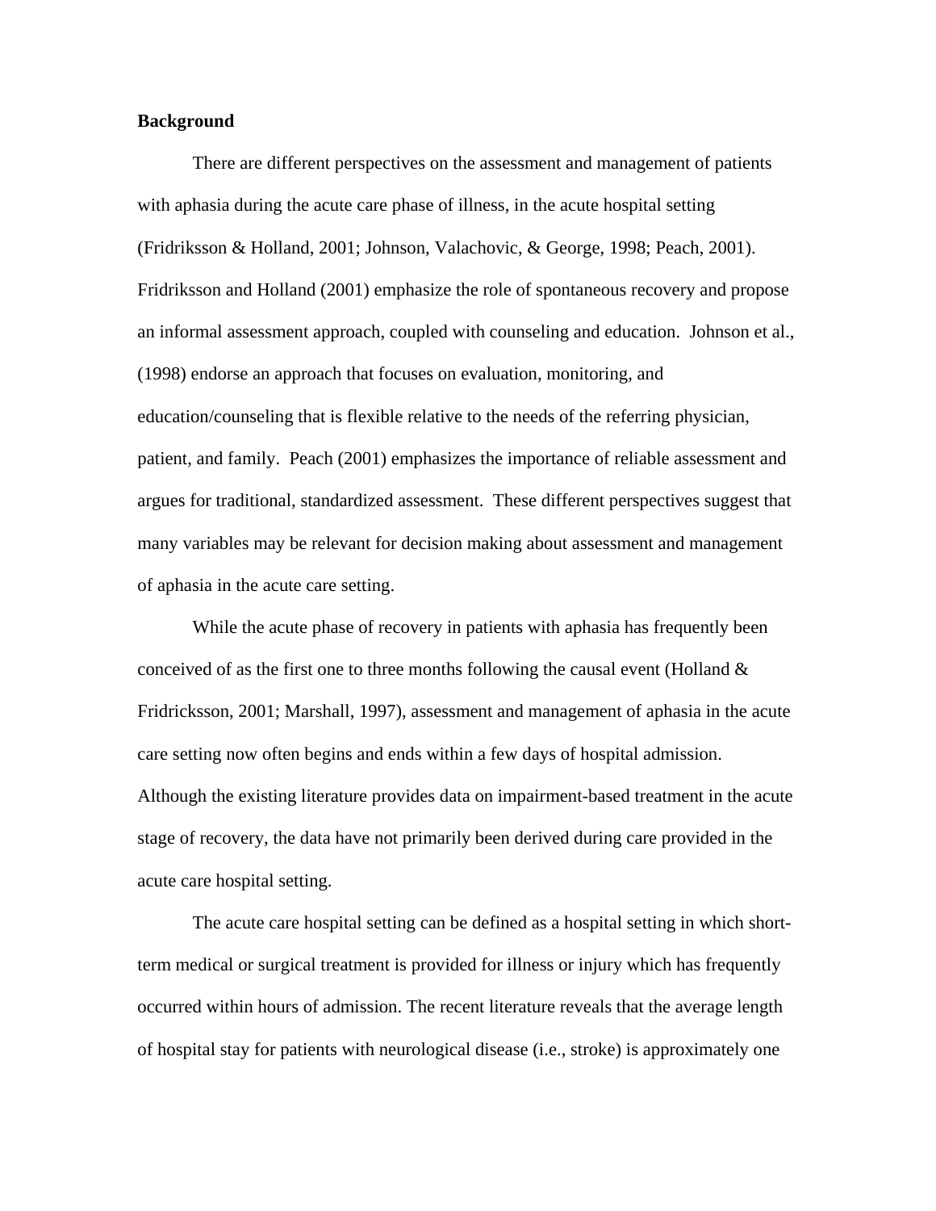**Background**

There are different perspectives on the assessment and management of patients with aphasia during the acute care phase of illness, in the acute hospital setting (Fridriksson & Holland, 2001; Johnson, Valachovic, & George, 1998; Peach, 2001). Fridriksson and Holland (2001) emphasize the role of spontaneous recovery and propose an informal assessment approach, coupled with counseling and education. Johnson et al., (1998) endorse an approach that focuses on evaluation, monitoring, and education/counseling that is flexible relative to the needs of the referring physician, patient, and family. Peach (2001) emphasizes the importance of reliable assessment and argues for traditional, standardized assessment. These different perspectives suggest that many variables may be relevant for decision making about assessment and management of aphasia in the acute care setting.

While the acute phase of recovery in patients with aphasia has frequently been conceived of as the first one to three months following the causal event (Holland & Fridricksson, 2001; Marshall, 1997), assessment and management of aphasia in the acute care setting now often begins and ends within a few days of hospital admission. Although the existing literature provides data on impairment-based treatment in the acute stage of recovery, the data have not primarily been derived during care provided in the acute care hospital setting.

The acute care hospital setting can be defined as a hospital setting in which short-term medical or surgical treatment is provided for illness or injury which has frequently occurred within hours of admission. The recent literature reveals that the average length of hospital stay for patients with neurological disease (i.e., stroke) is approximately one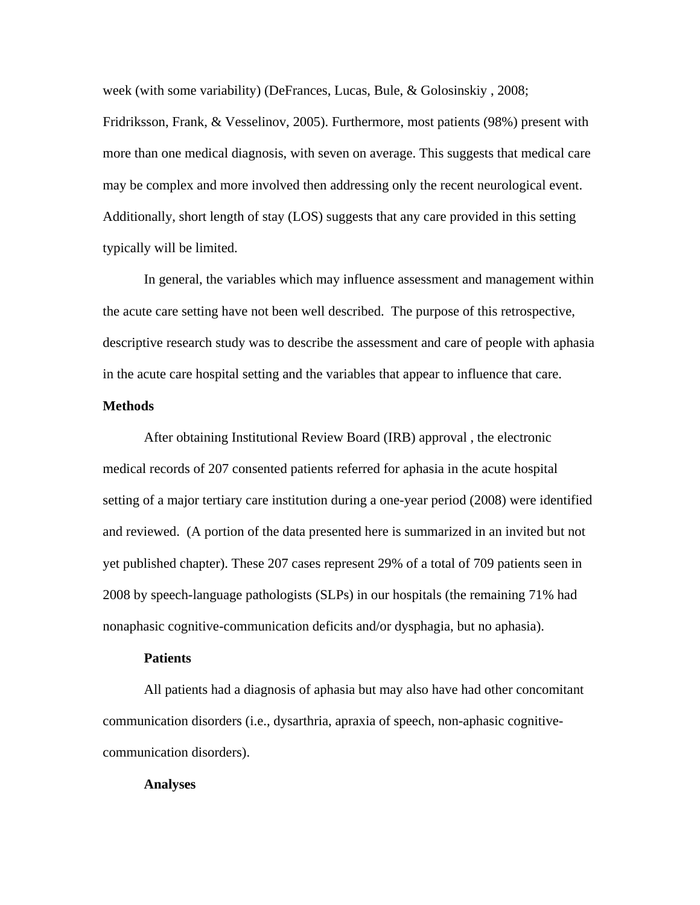week (with some variability) (DeFrances, Lucas, Bule, & Golosinskiy , 2008; Fridriksson, Frank, & Vesselinov, 2005). Furthermore, most patients (98%) present with more than one medical diagnosis, with seven on average. This suggests that medical care may be complex and more involved then addressing only the recent neurological event. Additionally, short length of stay (LOS) suggests that any care provided in this setting typically will be limited.

In general, the variables which may influence assessment and management within the acute care setting have not been well described. The purpose of this retrospective, descriptive research study was to describe the assessment and care of people with aphasia in the acute care hospital setting and the variables that appear to influence that care.

## Methods

After obtaining Institutional Review Board (IRB) approval , the electronic medical records of 207 consented patients referred for aphasia in the acute hospital setting of a major tertiary care institution during a one-year period (2008) were identified and reviewed. (A portion of the data presented here is summarized in an invited but not yet published chapter). These 207 cases represent 29% of a total of 709 patients seen in 2008 by speech-language pathologists (SLPs) in our hospitals (the remaining 71% had nonaphasic cognitive-communication deficits and/or dysphagia, but no aphasia).

### Patients

All patients had a diagnosis of aphasia but may also have had other concomitant communication disorders (i.e., dysarthria, apraxia of speech, non-aphasic cognitive-communication disorders).

### Analyses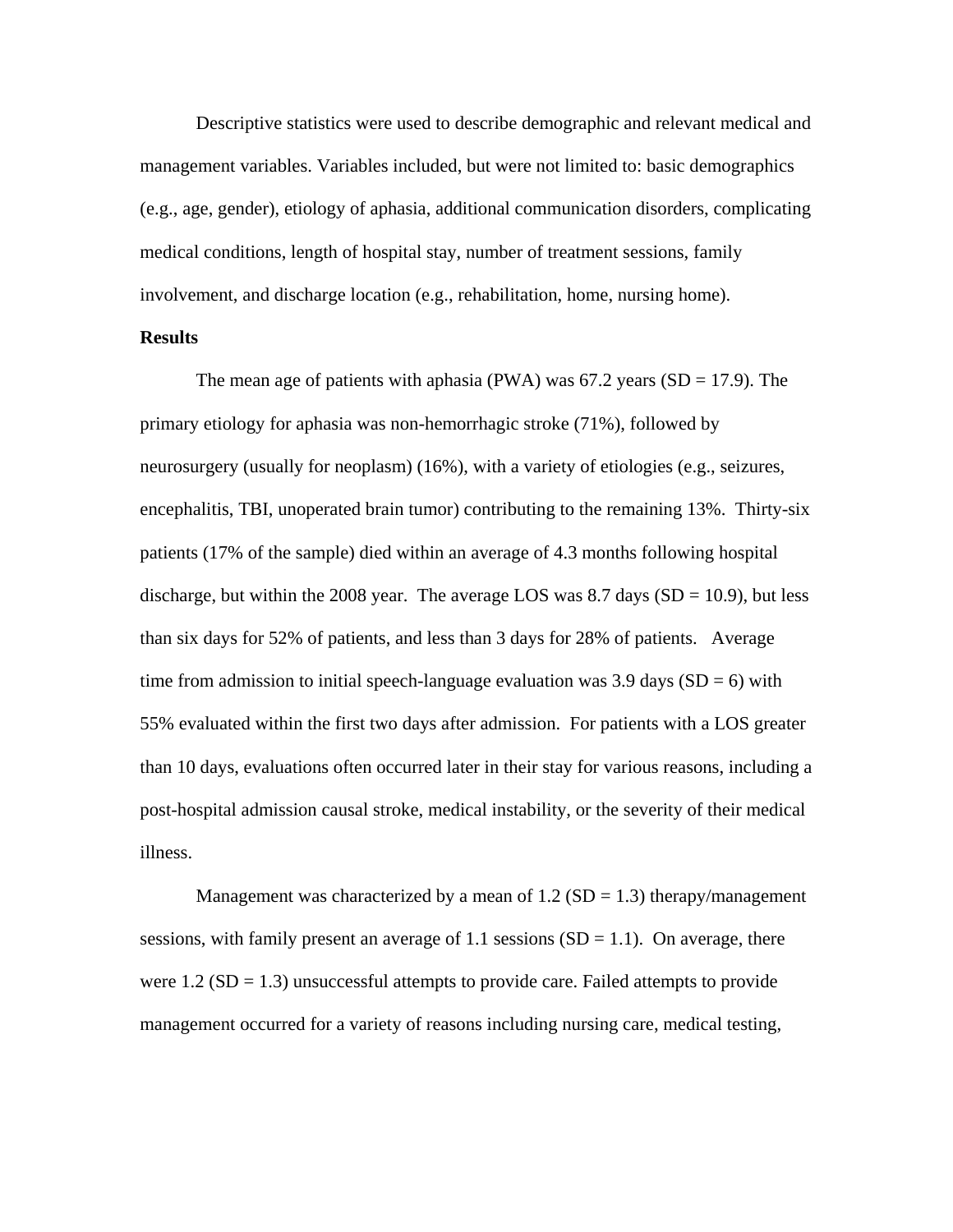Descriptive statistics were used to describe demographic and relevant medical and management variables. Variables included, but were not limited to: basic demographics (e.g., age, gender), etiology of aphasia, additional communication disorders, complicating medical conditions, length of hospital stay, number of treatment sessions, family involvement, and discharge location (e.g., rehabilitation, home, nursing home).

**Results**

The mean age of patients with aphasia (PWA) was 67.2 years (SD = 17.9). The primary etiology for aphasia was non-hemorrhagic stroke (71%), followed by neurosurgery (usually for neoplasm) (16%), with a variety of etiologies (e.g., seizures, encephalitis, TBI, unoperated brain tumor) contributing to the remaining 13%. Thirty-six patients (17% of the sample) died within an average of 4.3 months following hospital discharge, but within the 2008 year. The average LOS was 8.7 days (SD = 10.9), but less than six days for 52% of patients, and less than 3 days for 28% of patients. Average time from admission to initial speech-language evaluation was 3.9 days (SD = 6) with 55% evaluated within the first two days after admission. For patients with a LOS greater than 10 days, evaluations often occurred later in their stay for various reasons, including a post-hospital admission causal stroke, medical instability, or the severity of their medical illness.

Management was characterized by a mean of 1.2 (SD = 1.3) therapy/management sessions, with family present an average of 1.1 sessions (SD = 1.1). On average, there were 1.2 (SD = 1.3) unsuccessful attempts to provide care. Failed attempts to provide management occurred for a variety of reasons including nursing care, medical testing,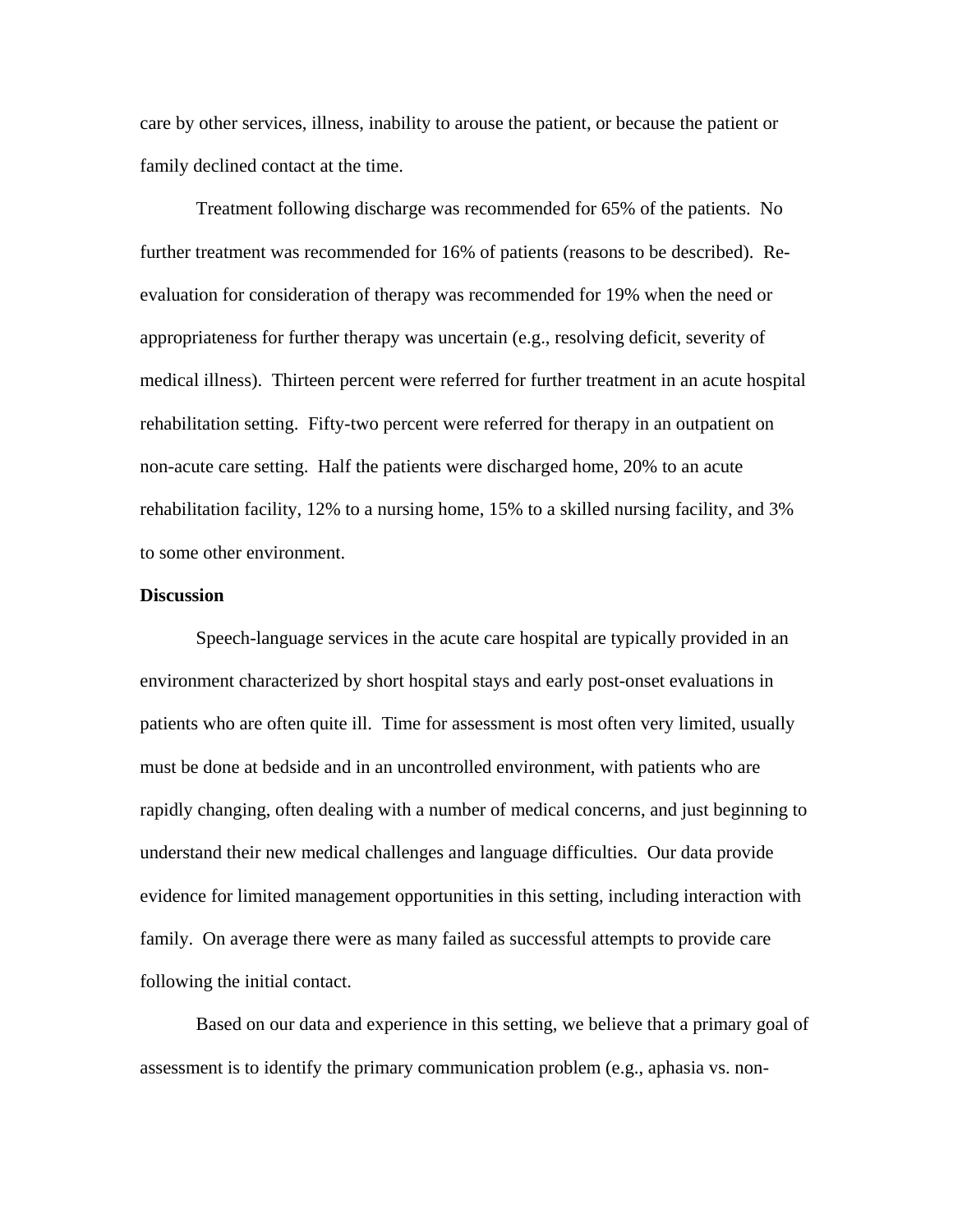care by other services, illness, inability to arouse the patient, or because the patient or family declined contact at the time.

Treatment following discharge was recommended for 65% of the patients. No further treatment was recommended for 16% of patients (reasons to be described). Re-evaluation for consideration of therapy was recommended for 19% when the need or appropriateness for further therapy was uncertain (e.g., resolving deficit, severity of medical illness). Thirteen percent were referred for further treatment in an acute hospital rehabilitation setting. Fifty-two percent were referred for therapy in an outpatient on non-acute care setting. Half the patients were discharged home, 20% to an acute rehabilitation facility, 12% to a nursing home, 15% to a skilled nursing facility, and 3% to some other environment.

**Discussion**

Speech-language services in the acute care hospital are typically provided in an environment characterized by short hospital stays and early post-onset evaluations in patients who are often quite ill. Time for assessment is most often very limited, usually must be done at bedside and in an uncontrolled environment, with patients who are rapidly changing, often dealing with a number of medical concerns, and just beginning to understand their new medical challenges and language difficulties. Our data provide evidence for limited management opportunities in this setting, including interaction with family. On average there were as many failed as successful attempts to provide care following the initial contact.

Based on our data and experience in this setting, we believe that a primary goal of assessment is to identify the primary communication problem (e.g., aphasia vs. non-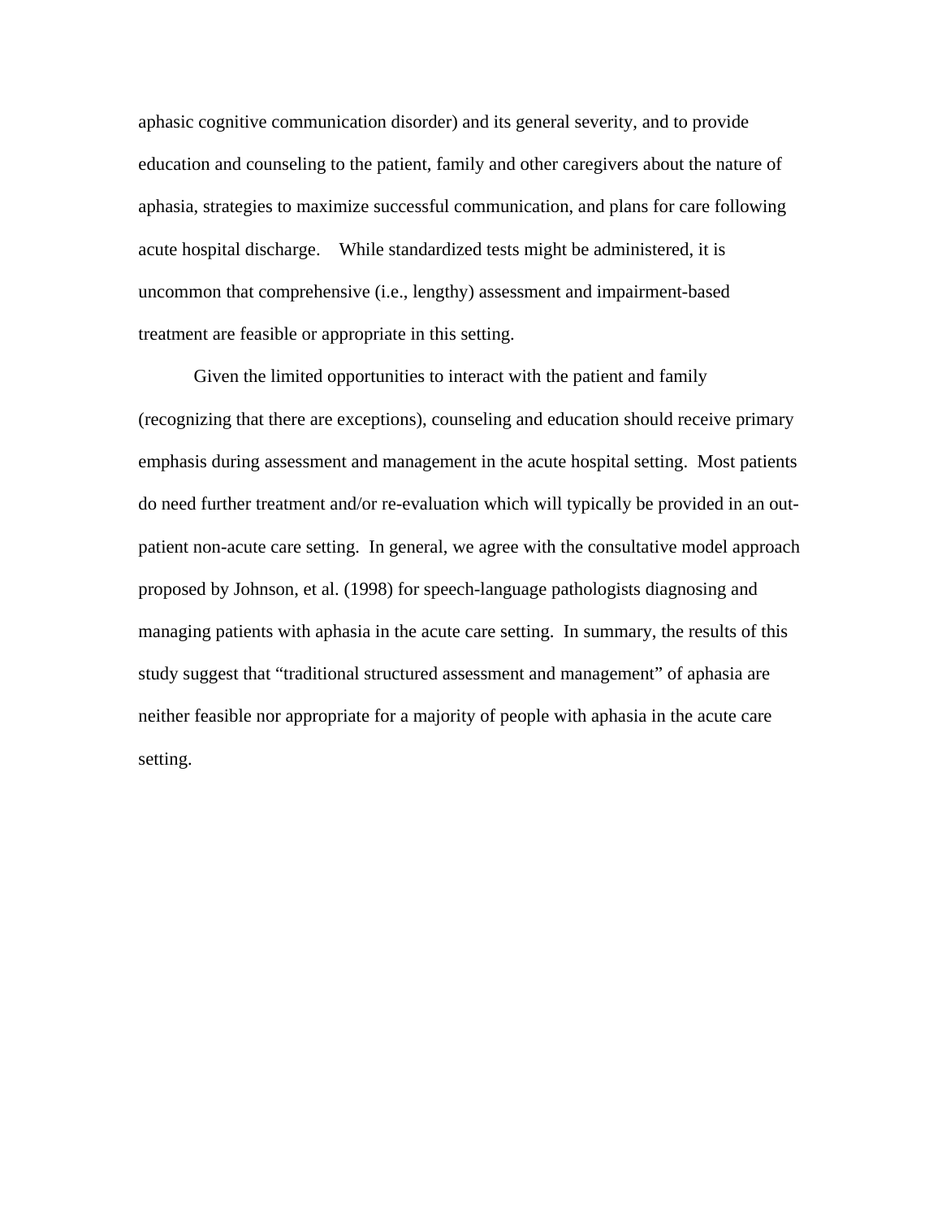aphasic cognitive communication disorder) and its general severity, and to provide education and counseling to the patient, family and other caregivers about the nature of aphasia, strategies to maximize successful communication, and plans for care following acute hospital discharge. While standardized tests might be administered, it is uncommon that comprehensive (i.e., lengthy) assessment and impairment-based treatment are feasible or appropriate in this setting.

Given the limited opportunities to interact with the patient and family (recognizing that there are exceptions), counseling and education should receive primary emphasis during assessment and management in the acute hospital setting. Most patients do need further treatment and/or re-evaluation which will typically be provided in an out-patient non-acute care setting. In general, we agree with the consultative model approach proposed by Johnson, et al. (1998) for speech-language pathologists diagnosing and managing patients with aphasia in the acute care setting. In summary, the results of this study suggest that "traditional structured assessment and management" of aphasia are neither feasible nor appropriate for a majority of people with aphasia in the acute care setting.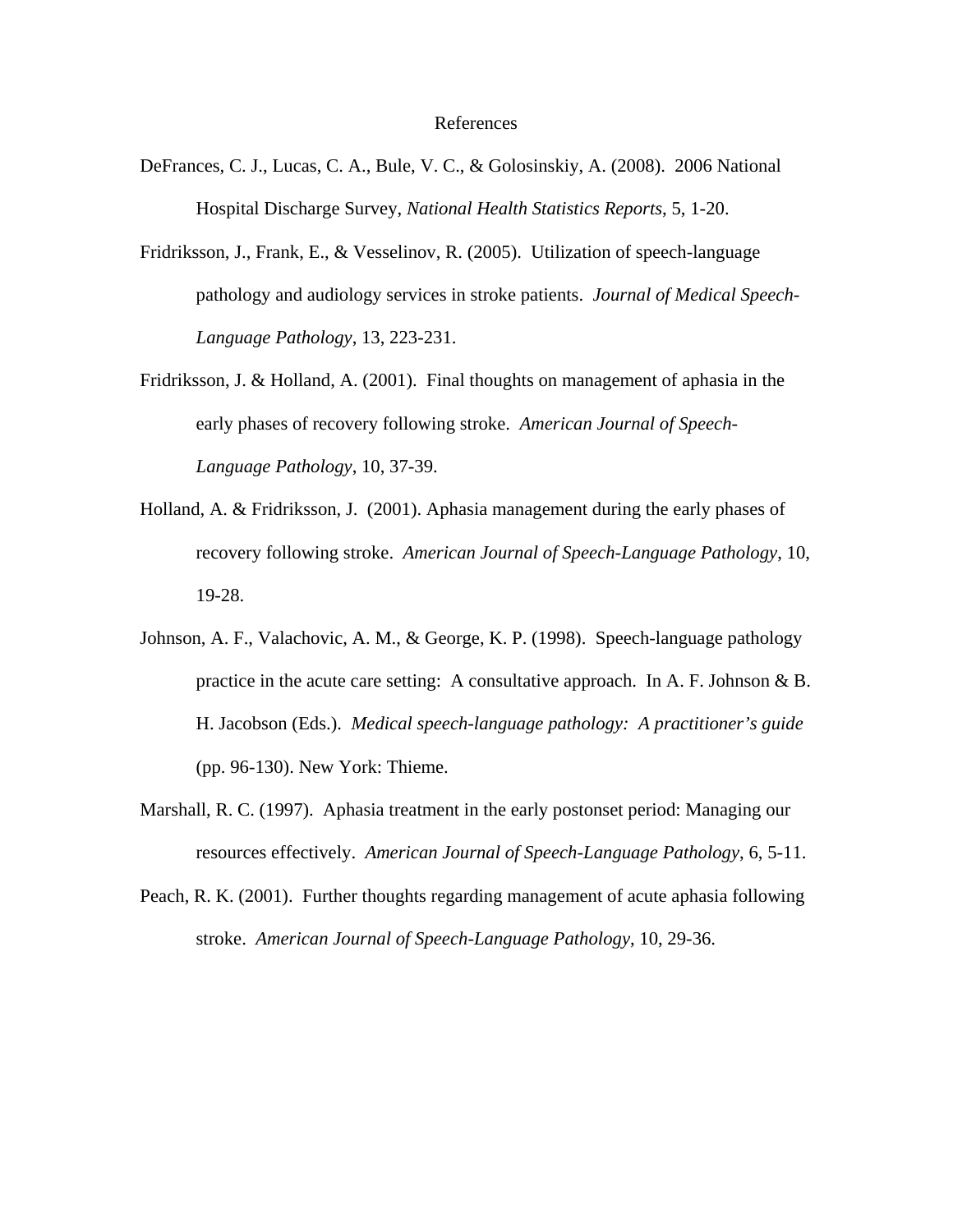# References

DeFrances, C. J., Lucas, C. A., Bule, V. C., & Golosinskiy, A. (2008). 2006 National Hospital Discharge Survey, *National Health Statistics Reports*, 5, 1-20.

Fridriksson, J., Frank, E., & Vesselinov, R. (2005). Utilization of speech-language pathology and audiology services in stroke patients. *Journal of Medical Speech-Language Pathology*, 13, 223-231.

Fridriksson, J. & Holland, A. (2001). Final thoughts on management of aphasia in the early phases of recovery following stroke. *American Journal of Speech-Language Pathology*, 10, 37-39.

Holland, A. & Fridriksson, J. (2001). Aphasia management during the early phases of recovery following stroke. *American Journal of Speech-Language Pathology*, 10, 19-28.

Johnson, A. F., Valachovic, A. M., & George, K. P. (1998). Speech-language pathology practice in the acute care setting: A consultative approach. In A. F. Johnson & B. H. Jacobson (Eds.). *Medical speech-language pathology: A practitioner's guide* (pp. 96-130). New York: Thieme.

Marshall, R. C. (1997). Aphasia treatment in the early postonset period: Managing our resources effectively. *American Journal of Speech-Language Pathology*, 6, 5-11.

Peach, R. K. (2001). Further thoughts regarding management of acute aphasia following stroke. *American Journal of Speech-Language Pathology*, 10, 29-36.